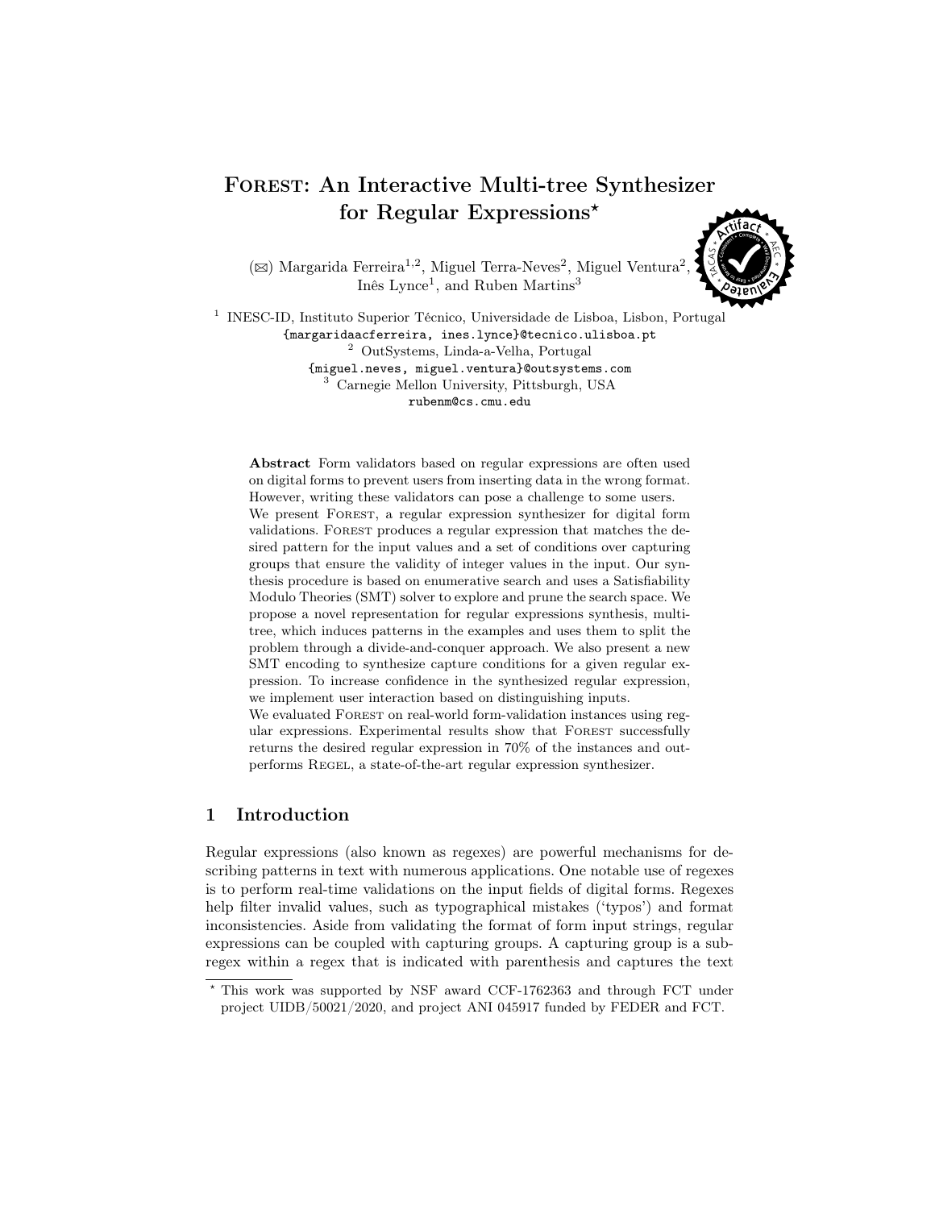# Forest: An Interactive Multi-tree Synthesizer for Regular Expressions*

(✉) Margarida Ferreira[1,2], Miguel Terra-Neves[2], Miguel Ventura[2], Inês Lynce[1], and Ruben Martins[3]

[1] INESC-ID, Instituto Superior Técnico, Universidade de Lisboa, Lisbon, Portugal
{margaridaacferreira, ines.lynce}@tecnico.ulisboa.pt

[2] OutSystems, Linda-a-Velha, Portugal
{miguel.neves, miguel.ventura}@outsystems.com

[3] Carnegie Mellon University, Pittsburgh, USA
rubenm@cs.cmu.edu

**Abstract** Form validators based on regular expressions are often used on digital forms to prevent users from inserting data in the wrong format. However, writing these validators can pose a challenge to some users.
We present Forest, a regular expression synthesizer for digital form validations. Forest produces a regular expression that matches the desired pattern for the input values and a set of conditions over capturing groups that ensure the validity of integer values in the input. Our synthesis procedure is based on enumerative search and uses a Satisfiability Modulo Theories (SMT) solver to explore and prune the search space. We propose a novel representation for regular expressions synthesis, multi-tree, which induces patterns in the examples and uses them to split the problem through a divide-and-conquer approach. We also present a new SMT encoding to synthesize capture conditions for a given regular expression. To increase confidence in the synthesized regular expression, we implement user interaction based on distinguishing inputs.
We evaluated Forest on real-world form-validation instances using regular expressions. Experimental results show that Forest successfully returns the desired regular expression in 70% of the instances and outperforms Regel, a state-of-the-art regular expression synthesizer.

## 1 Introduction

Regular expressions (also known as regexes) are powerful mechanisms for describing patterns in text with numerous applications. One notable use of regexes is to perform real-time validations on the input fields of digital forms. Regexes help filter invalid values, such as typographical mistakes ('typos') and format inconsistencies. Aside from validating the format of form input strings, regular expressions can be coupled with capturing groups. A capturing group is a sub-regex within a regex that is indicated with parenthesis and captures the text

---

* This work was supported by NSF award CCF-1762363 and through FCT under project UIDB/50021/2020, and project ANI 045917 funded by FEDER and FCT.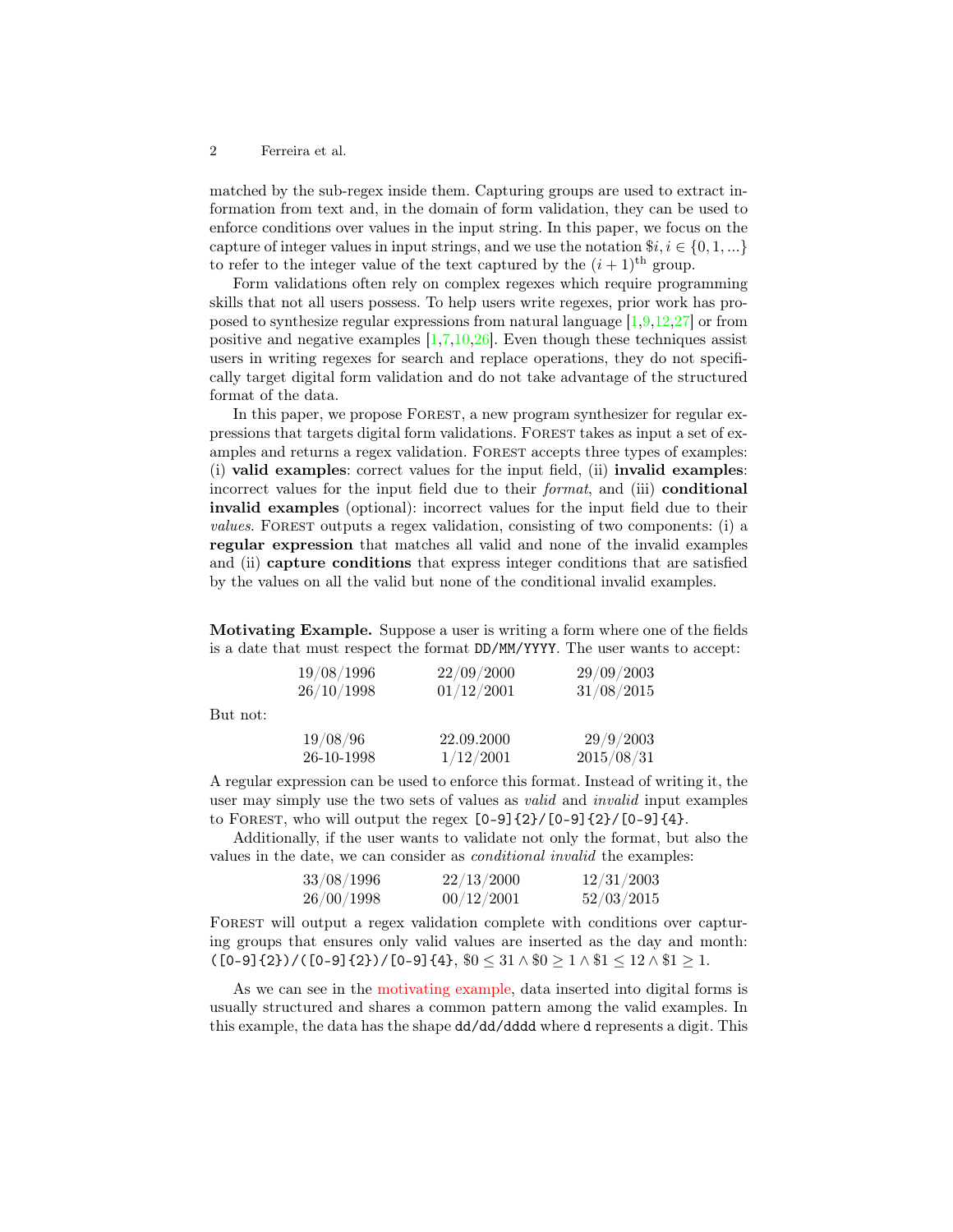matched by the sub-regex inside them. Capturing groups are used to extract information from text and, in the domain of form validation, they can be used to enforce conditions over values in the input string. In this paper, we focus on the capture of integer values in input strings, and we use the notation $\$i, i \in \{0, 1, ...\}$ to refer to the integer value of the text captured by the $(i+1)^{\text{th}}$ group.

Form validations often rely on complex regexes which require programming skills that not all users possess. To help users write regexes, prior work has proposed to synthesize regular expressions from natural language [1,9,12,27] or from positive and negative examples [1,7,10,26]. Even though these techniques assist users in writing regexes for search and replace operations, they do not specifically target digital form validation and do not take advantage of the structured format of the data.

In this paper, we propose Forest, a new program synthesizer for regular expressions that targets digital form validations. Forest takes as input a set of examples and returns a regex validation. Forest accepts three types of examples: (i) **valid examples**: correct values for the input field, (ii) **invalid examples**: incorrect values for the input field due to their *format*, and (iii) **conditional invalid examples** (optional): incorrect values for the input field due to their *values*. Forest outputs a regex validation, consisting of two components: (i) a **regular expression** that matches all valid and none of the invalid examples and (ii) **capture conditions** that express integer conditions that are satisfied by the values on all the valid but none of the conditional invalid examples.

**Motivating Example.** Suppose a user is writing a form where one of the fields is a date that must respect the format `DD/MM/YYYY`. The user wants to accept:

| | | |
|---|---|---|
| 19/08/1996 | 22/09/2000 | 29/09/2003 |
| 26/10/1998 | 01/12/2001 | 31/08/2015 |

But not:

| | | |
|---|---|---|
| 19/08/96 | 22.09.2000 | 29/9/2003 |
| 26-10-1998 | 1/12/2001 | 2015/08/31 |

A regular expression can be used to enforce this format. Instead of writing it, the user may simply use the two sets of values as *valid* and *invalid* input examples to Forest, who will output the regex `[0-9]{2}/[0-9]{2}/[0-9]{4}`.

Additionally, if the user wants to validate not only the format, but also the values in the date, we can consider as *conditional invalid* the examples:

| | | |
|---|---|---|
| 33/08/1996 | 22/13/2000 | 12/31/2003 |
| 26/00/1998 | 00/12/2001 | 52/03/2015 |

Forest will output a regex validation complete with conditions over capturing groups that ensures only valid values are inserted as the day and month: `([0-9]{2})/([0-9]{2})/[0-9]{4}`, $\$0 \leq 31 \wedge \$0 \geq 1 \wedge \$1 \leq 12 \wedge \$1 \geq 1$.

As we can see in the motivating example, data inserted into digital forms is usually structured and shares a common pattern among the valid examples. In this example, the data has the shape `dd/dd/dddd` where `d` represents a digit. This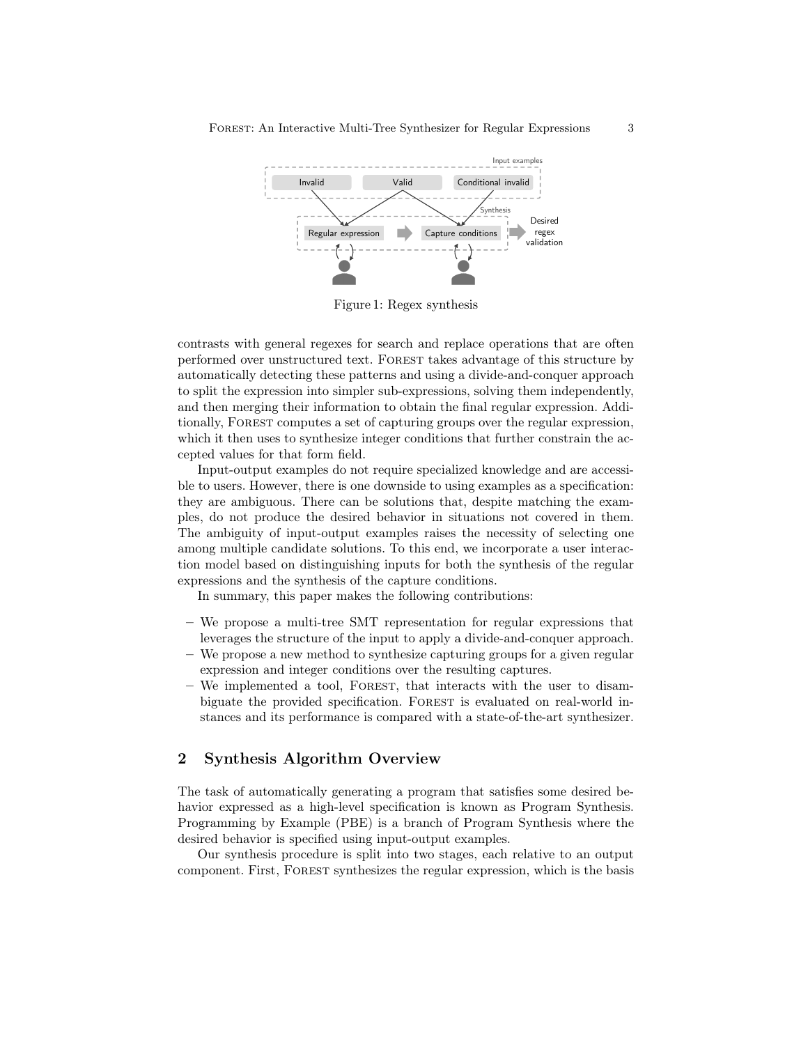Figure 1: Regex synthesis

contrasts with general regexes for search and replace operations that are often performed over unstructured text. Forest takes advantage of this structure by automatically detecting these patterns and using a divide-and-conquer approach to split the expression into simpler sub-expressions, solving them independently, and then merging their information to obtain the final regular expression. Additionally, Forest computes a set of capturing groups over the regular expression, which it then uses to synthesize integer conditions that further constrain the accepted values for that form field.

Input-output examples do not require specialized knowledge and are accessible to users. However, there is one downside to using examples as a specification: they are ambiguous. There can be solutions that, despite matching the examples, do not produce the desired behavior in situations not covered in them. The ambiguity of input-output examples raises the necessity of selecting one among multiple candidate solutions. To this end, we incorporate a user interaction model based on distinguishing inputs for both the synthesis of the regular expressions and the synthesis of the capture conditions.

In summary, this paper makes the following contributions:

- We propose a multi-tree SMT representation for regular expressions that leverages the structure of the input to apply a divide-and-conquer approach.
- We propose a new method to synthesize capturing groups for a given regular expression and integer conditions over the resulting captures.
- We implemented a tool, Forest, that interacts with the user to disambiguate the provided specification. Forest is evaluated on real-world instances and its performance is compared with a state-of-the-art synthesizer.

## 2 Synthesis Algorithm Overview

The task of automatically generating a program that satisfies some desired behavior expressed as a high-level specification is known as Program Synthesis. Programming by Example (PBE) is a branch of Program Synthesis where the desired behavior is specified using input-output examples.

Our synthesis procedure is split into two stages, each relative to an output component. First, Forest synthesizes the regular expression, which is the basis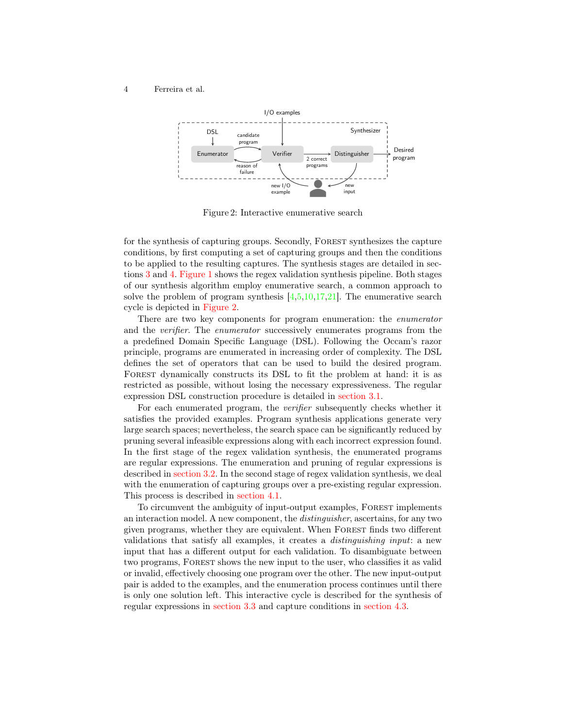I/O examples

Synthesizer

DSL

Enumerator

candidate program

reason of failure

Verifier

2 correct programs

Distinguisher

Desired program

new I/O example

new input

Figure 2: Interactive enumerative search

for the synthesis of capturing groups. Secondly, FOREST synthesizes the capture conditions, by first computing a set of capturing groups and then the conditions to be applied to the resulting captures. The synthesis stages are detailed in sections 3 and 4. Figure 1 shows the regex validation synthesis pipeline. Both stages of our synthesis algorithm employ enumerative search, a common approach to solve the problem of program synthesis [4,5,10,17,21]. The enumerative search cycle is depicted in Figure 2.

There are two key components for program enumeration: the *enumerator* and the *verifier*. The *enumerator* successively enumerates programs from the a predefined Domain Specific Language (DSL). Following the Occam's razor principle, programs are enumerated in increasing order of complexity. The DSL defines the set of operators that can be used to build the desired program. FOREST dynamically constructs its DSL to fit the problem at hand: it is as restricted as possible, without losing the necessary expressiveness. The regular expression DSL construction procedure is detailed in section 3.1.

For each enumerated program, the *verifier* subsequently checks whether it satisfies the provided examples. Program synthesis applications generate very large search spaces; nevertheless, the search space can be significantly reduced by pruning several infeasible expressions along with each incorrect expression found. In the first stage of the regex validation synthesis, the enumerated programs are regular expressions. The enumeration and pruning of regular expressions is described in section 3.2. In the second stage of regex validation synthesis, we deal with the enumeration of capturing groups over a pre-existing regular expression. This process is described in section 4.1.

To circumvent the ambiguity of input-output examples, FOREST implements an interaction model. A new component, the *distinguisher*, ascertains, for any two given programs, whether they are equivalent. When FOREST finds two different validations that satisfy all examples, it creates a *distinguishing input*: a new input that has a different output for each validation. To disambiguate between two programs, FOREST shows the new input to the user, who classifies it as valid or invalid, effectively choosing one program over the other. The new input-output pair is added to the examples, and the enumeration process continues until there is only one solution left. This interactive cycle is described for the synthesis of regular expressions in section 3.3 and capture conditions in section 4.3.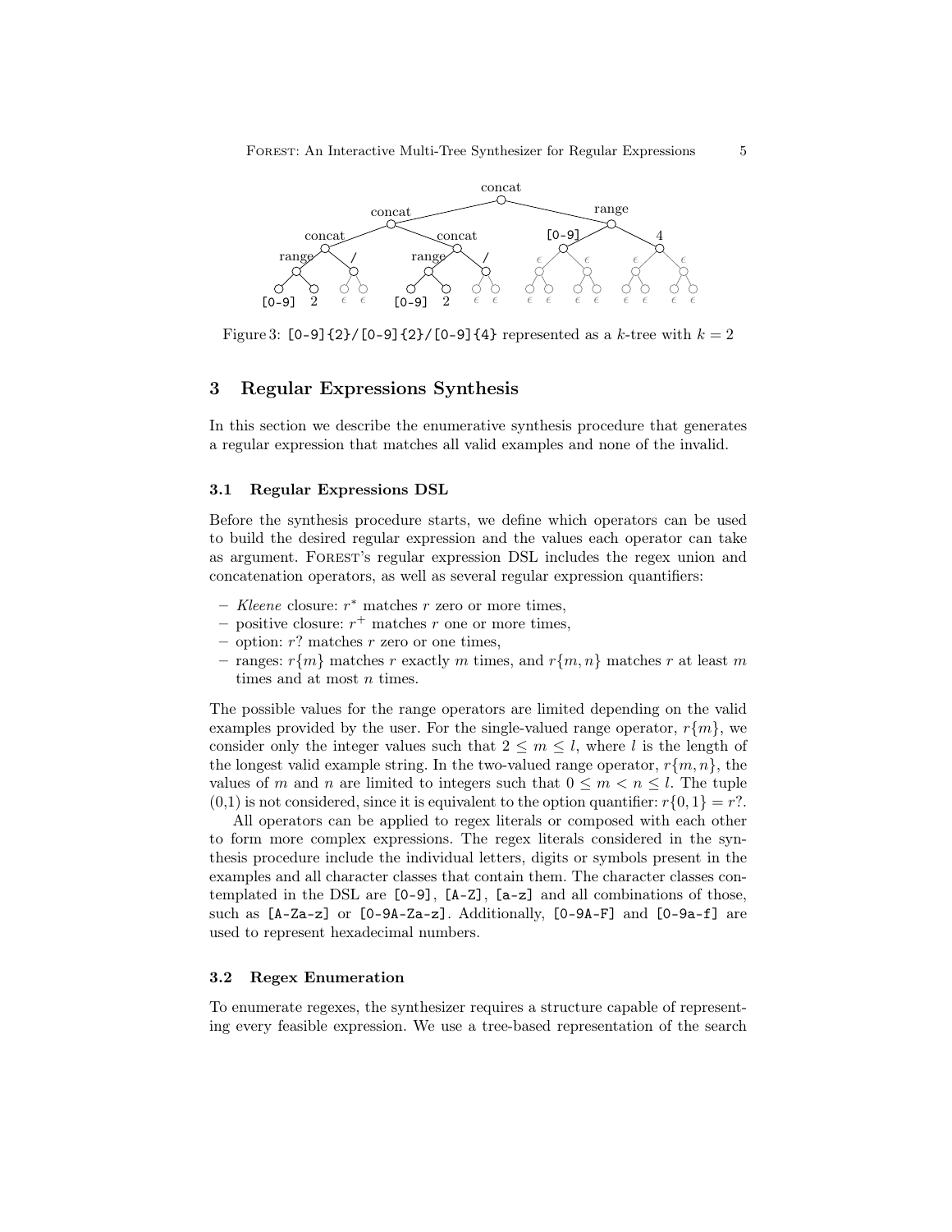Figure 3: `[0-9]{2}/[0-9]{2}/[0-9]{4}` represented as a $k$-tree with $k = 2$

## 3 Regular Expressions Synthesis

In this section we describe the enumerative synthesis procedure that generates a regular expression that matches all valid examples and none of the invalid.

### 3.1 Regular Expressions DSL

Before the synthesis procedure starts, we define which operators can be used to build the desired regular expression and the values each operator can take as argument. Forest's regular expression DSL includes the regex union and concatenation operators, as well as several regular expression quantifiers:

- *Kleene* closure: $r^*$ matches $r$ zero or more times,
- positive closure: $r^+$ matches $r$ one or more times,
- option: $r?$ matches $r$ zero or one times,
- ranges: $r\{m\}$ matches $r$ exactly $m$ times, and $r\{m, n\}$ matches $r$ at least $m$ times and at most $n$ times.

The possible values for the range operators are limited depending on the valid examples provided by the user. For the single-valued range operator, $r\{m\}$, we consider only the integer values such that $2 \leq m \leq l$, where $l$ is the length of the longest valid example string. In the two-valued range operator, $r\{m, n\}$, the values of $m$ and $n$ are limited to integers such that $0 \leq m < n \leq l$. The tuple (0,1) is not considered, since it is equivalent to the option quantifier: $r\{0, 1\} = r?$.

All operators can be applied to regex literals or composed with each other to form more complex expressions. The regex literals considered in the synthesis procedure include the individual letters, digits or symbols present in the examples and all character classes that contain them. The character classes contemplated in the DSL are `[0-9]`, `[A-Z]`, `[a-z]` and all combinations of those, such as `[A-Za-z]` or `[0-9A-Za-z]`. Additionally, `[0-9A-F]` and `[0-9a-f]` are used to represent hexadecimal numbers.

### 3.2 Regex Enumeration

To enumerate regexes, the synthesizer requires a structure capable of representing every feasible expression. We use a tree-based representation of the search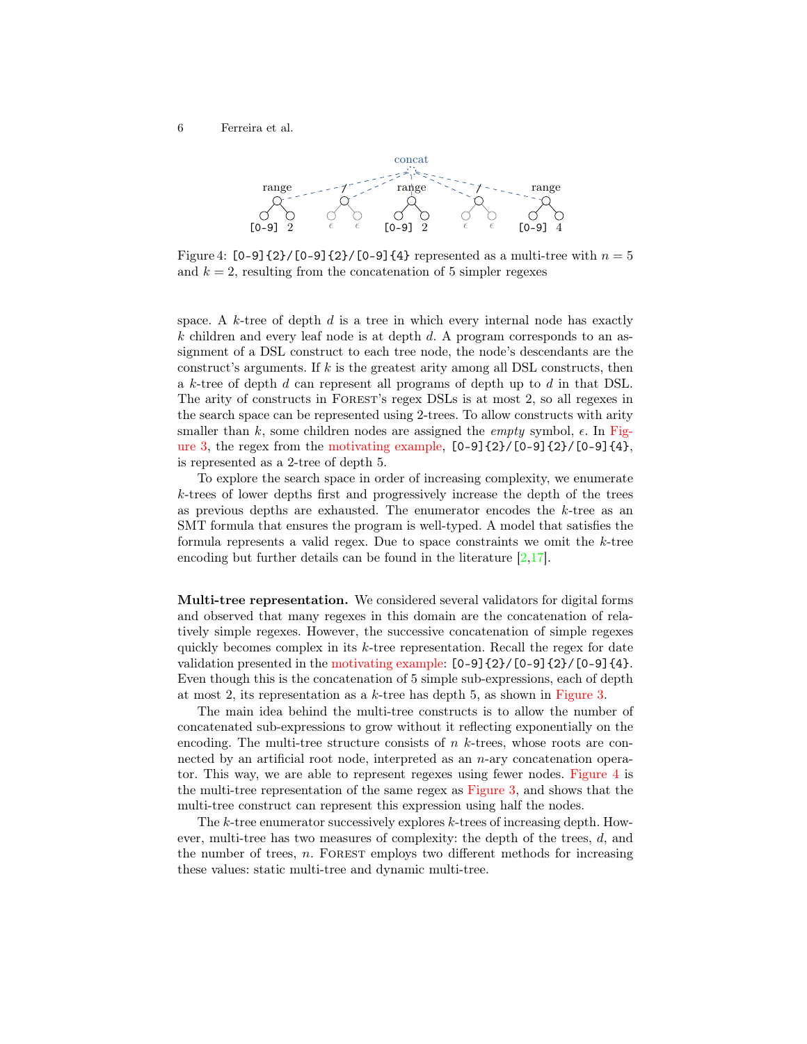Figure 4: `[0-9]{2}/[0-9]{2}/[0-9]{4}` represented as a multi-tree with $n = 5$ and $k = 2$, resulting from the concatenation of 5 simpler regexes

space. A $k$-tree of depth $d$ is a tree in which every internal node has exactly $k$ children and every leaf node is at depth $d$. A program corresponds to an assignment of a DSL construct to each tree node, the node's descendants are the construct's arguments. If $k$ is the greatest arity among all DSL constructs, then a $k$-tree of depth $d$ can represent all programs of depth up to $d$ in that DSL. The arity of constructs in Forest's regex DSLs is at most 2, so all regexes in the search space can be represented using 2-trees. To allow constructs with arity smaller than $k$, some children nodes are assigned the *empty* symbol, $\epsilon$. In Figure 3, the regex from the motivating example, `[0-9]{2}/[0-9]{2}/[0-9]{4}`, is represented as a 2-tree of depth 5.

To explore the search space in order of increasing complexity, we enumerate $k$-trees of lower depths first and progressively increase the depth of the trees as previous depths are exhausted. The enumerator encodes the $k$-tree as an SMT formula that ensures the program is well-typed. A model that satisfies the formula represents a valid regex. Due to space constraints we omit the $k$-tree encoding but further details can be found in the literature [2,17].

**Multi-tree representation.** We considered several validators for digital forms and observed that many regexes in this domain are the concatenation of relatively simple regexes. However, the successive concatenation of simple regexes quickly becomes complex in its $k$-tree representation. Recall the regex for date validation presented in the motivating example: `[0-9]{2}/[0-9]{2}/[0-9]{4}`. Even though this is the concatenation of 5 simple sub-expressions, each of depth at most 2, its representation as a $k$-tree has depth 5, as shown in Figure 3.

The main idea behind the multi-tree constructs is to allow the number of concatenated sub-expressions to grow without it reflecting exponentially on the encoding. The multi-tree structure consists of $n$ $k$-trees, whose roots are connected by an artificial root node, interpreted as an $n$-ary concatenation operator. This way, we are able to represent regexes using fewer nodes. Figure 4 is the multi-tree representation of the same regex as Figure 3, and shows that the multi-tree construct can represent this expression using half the nodes.

The $k$-tree enumerator successively explores $k$-trees of increasing depth. However, multi-tree has two measures of complexity: the depth of the trees, $d$, and the number of trees, $n$. Forest employs two different methods for increasing these values: static multi-tree and dynamic multi-tree.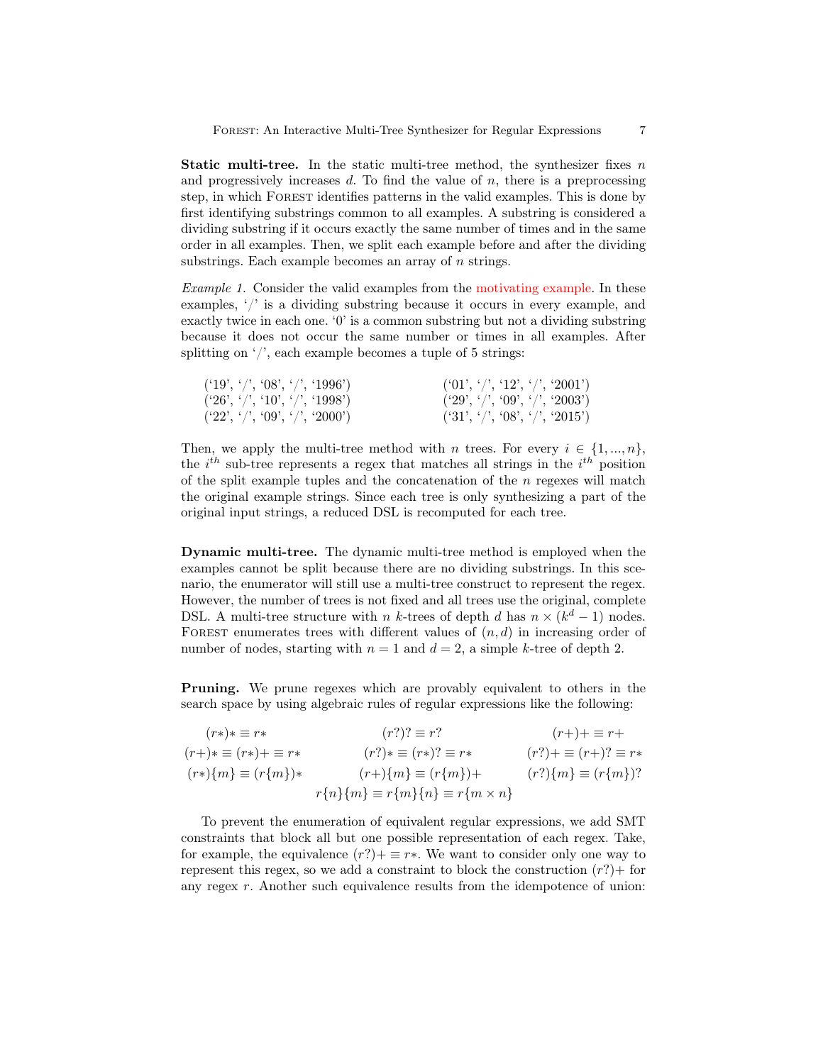**Static multi-tree.** In the static multi-tree method, the synthesizer fixes $n$ and progressively increases $d$. To find the value of $n$, there is a preprocessing step, in which Forest identifies patterns in the valid examples. This is done by first identifying substrings common to all examples. A substring is considered a dividing substring if it occurs exactly the same number of times and in the same order in all examples. Then, we split each example before and after the dividing substrings. Each example becomes an array of $n$ strings.

*Example 1.* Consider the valid examples from the motivating example. In these examples, '/' is a dividing substring because it occurs in every example, and exactly twice in each one. '0' is a common substring but not a dividing substring because it does not occur the same number or times in all examples. After splitting on '/', each example becomes a tuple of 5 strings:

('19', '/', '08', '/', '1996') ('01', '/', '12', '/', '2001')
('26', '/', '10', '/', '1998') ('29', '/', '09', '/', '2003')
('22', '/', '09', '/', '2000') ('31', '/', '08', '/', '2015')

Then, we apply the multi-tree method with $n$ trees. For every $i \in \{1, ..., n\}$, the $i^{th}$ sub-tree represents a regex that matches all strings in the $i^{th}$ position of the split example tuples and the concatenation of the $n$ regexes will match the original example strings. Since each tree is only synthesizing a part of the original input strings, a reduced DSL is recomputed for each tree.

**Dynamic multi-tree.** The dynamic multi-tree method is employed when the examples cannot be split because there are no dividing substrings. In this scenario, the enumerator will still use a multi-tree construct to represent the regex. However, the number of trees is not fixed and all trees use the original, complete DSL. A multi-tree structure with $n$ $k$-trees of depth $d$ has $n \times (k^d - 1)$ nodes. Forest enumerates trees with different values of $(n, d)$ in increasing order of number of nodes, starting with $n = 1$ and $d = 2$, a simple $k$-tree of depth 2.

**Pruning.** We prune regexes which are provably equivalent to others in the search space by using algebraic rules of regular expressions like the following:

$$(r*)* \equiv r* \qquad (r?)? \equiv r? \qquad (r+)+ \equiv r+$$

$$(r+)* \equiv (r*)+ \equiv r* \qquad (r?)* \equiv (r*)? \equiv r* \qquad (r?)+ \equiv (r+)? \equiv r*$$

$$(r*)\{m\} \equiv (r\{m\})* \qquad (r+)\{m\} \equiv (r\{m\})+ \qquad (r?)\{m\} \equiv (r\{m\})?$$

$$r\{n\}\{m\} \equiv r\{m\}\{n\} \equiv r\{m \times n\}$$

To prevent the enumeration of equivalent regular expressions, we add SMT constraints that block all but one possible representation of each regex. Take, for example, the equivalence $(r?)+ \equiv r*$. We want to consider only one way to represent this regex, so we add a constraint to block the construction $(r?)+$ for any regex $r$. Another such equivalence results from the idempotence of union: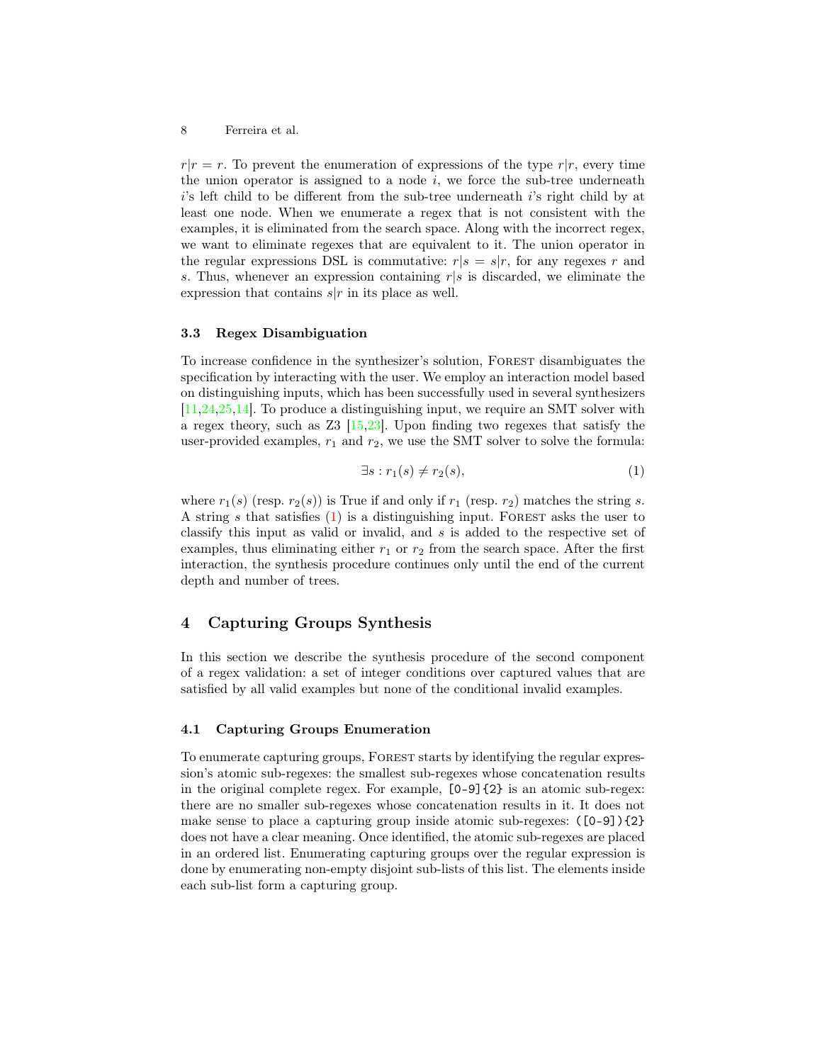$r|r = r$. To prevent the enumeration of expressions of the type $r|r$, every time the union operator is assigned to a node $i$, we force the sub-tree underneath $i$'s left child to be different from the sub-tree underneath $i$'s right child by at least one node. When we enumerate a regex that is not consistent with the examples, it is eliminated from the search space. Along with the incorrect regex, we want to eliminate regexes that are equivalent to it. The union operator in the regular expressions DSL is commutative: $r|s = s|r$, for any regexes $r$ and $s$. Thus, whenever an expression containing $r|s$ is discarded, we eliminate the expression that contains $s|r$ in its place as well.

### 3.3 Regex Disambiguation

To increase confidence in the synthesizer's solution, Forest disambiguates the specification by interacting with the user. We employ an interaction model based on distinguishing inputs, which has been successfully used in several synthesizers [11,24,25,14]. To produce a distinguishing input, we require an SMT solver with a regex theory, such as Z3 [15,23]. Upon finding two regexes that satisfy the user-provided examples, $r_1$ and $r_2$, we use the SMT solver to solve the formula:

$$\exists s : r_1(s) \neq r_2(s), \tag{1}$$

where $r_1(s)$ (resp. $r_2(s)$) is True if and only if $r_1$ (resp. $r_2$) matches the string $s$. A string $s$ that satisfies (1) is a distinguishing input. Forest asks the user to classify this input as valid or invalid, and $s$ is added to the respective set of examples, thus eliminating either $r_1$ or $r_2$ from the search space. After the first interaction, the synthesis procedure continues only until the end of the current depth and number of trees.

## 4 Capturing Groups Synthesis

In this section we describe the synthesis procedure of the second component of a regex validation: a set of integer conditions over captured values that are satisfied by all valid examples but none of the conditional invalid examples.

### 4.1 Capturing Groups Enumeration

To enumerate capturing groups, Forest starts by identifying the regular expression's atomic sub-regexes: the smallest sub-regexes whose concatenation results in the original complete regex. For example, `[0-9]{2}` is an atomic sub-regex: there are no smaller sub-regexes whose concatenation results in it. It does not make sense to place a capturing group inside atomic sub-regexes: `([0-9]){2}` does not have a clear meaning. Once identified, the atomic sub-regexes are placed in an ordered list. Enumerating capturing groups over the regular expression is done by enumerating non-empty disjoint sub-lists of this list. The elements inside each sub-list form a capturing group.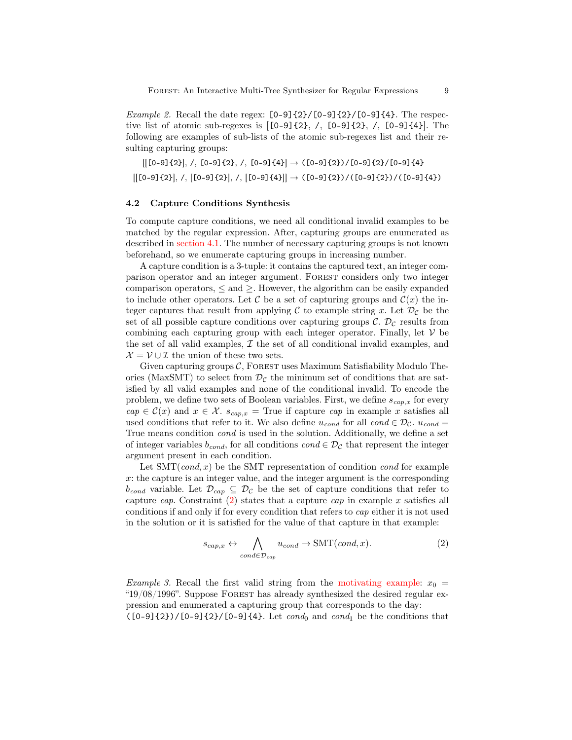*Example 2.* Recall the date regex: `[0-9]{2}/[0-9]{2}/[0-9]{4}`. The respective list of atomic sub-regexes is [`[0-9]{2}`, `/`, `[0-9]{2}`, `/`, `[0-9]{4}`]. The following are examples of sub-lists of the atomic sub-regexes list and their resulting capturing groups:

[[`[0-9]{2}`], `/`, `[0-9]{2}`, `/`, `[0-9]{4}`] → `([0-9]{2})/[0-9]{2}/[0-9]{4}`

[[`[0-9]{2}`], `/`, [`[0-9]{2}`], `/`, [`[0-9]{4}`]] → `([0-9]{2})/([0-9]{2})/([0-9]{4})`

### 4.2 Capture Conditions Synthesis

To compute capture conditions, we need all conditional invalid examples to be matched by the regular expression. After, capturing groups are enumerated as described in section 4.1. The number of necessary capturing groups is not known beforehand, so we enumerate capturing groups in increasing number.

A capture condition is a 3-tuple: it contains the captured text, an integer comparison operator and an integer argument. Forest considers only two integer comparison operators, $\leq$ and $\geq$. However, the algorithm can be easily expanded to include other operators. Let $\mathcal{C}$ be a set of capturing groups and $\mathcal{C}(x)$ the integer captures that result from applying $\mathcal{C}$ to example string $x$. Let $\mathcal{D}_{\mathcal{C}}$ be the set of all possible capture conditions over capturing groups $\mathcal{C}$. $\mathcal{D}_{\mathcal{C}}$ results from combining each capturing group with each integer operator. Finally, let $\mathcal{V}$ be the set of all valid examples, $\mathcal{I}$ the set of all conditional invalid examples, and $\mathcal{X} = \mathcal{V} \cup \mathcal{I}$ the union of these two sets.

Given capturing groups $\mathcal{C}$, Forest uses Maximum Satisfiability Modulo Theories (MaxSMT) to select from $\mathcal{D}_{\mathcal{C}}$ the minimum set of conditions that are satisfied by all valid examples and none of the conditional invalid. To encode the problem, we define two sets of Boolean variables. First, we define $s_{cap,x}$ for every $cap \in \mathcal{C}(x)$ and $x \in \mathcal{X}$. $s_{cap,x} =$ True if capture $cap$ in example $x$ satisfies all used conditions that refer to it. We also define $u_{cond}$ for all $cond \in \mathcal{D}_{\mathcal{C}}$. $u_{cond} =$ True means condition $cond$ is used in the solution. Additionally, we define a set of integer variables $b_{cond}$, for all conditions $cond \in \mathcal{D}_{\mathcal{C}}$ that represent the integer argument present in each condition.

Let $\text{SMT}(cond, x)$ be the SMT representation of condition $cond$ for example $x$: the capture is an integer value, and the integer argument is the corresponding $b_{cond}$ variable. Let $\mathcal{D}_{cap} \subseteq \mathcal{D}_{\mathcal{C}}$ be the set of capture conditions that refer to capture $cap$. Constraint (2) states that a capture $cap$ in example $x$ satisfies all conditions if and only if for every condition that refers to $cap$ either it is not used in the solution or it is satisfied for the value of that capture in that example:

$$s_{cap,x} \leftrightarrow \bigwedge_{cond \in \mathcal{D}_{cap}} u_{cond} \rightarrow \text{SMT}(cond, x). \tag{2}$$

*Example 3.* Recall the first valid string from the motivating example: $x_0 =$ "19/08/1996". Suppose Forest has already synthesized the desired regular expression and enumerated a capturing group that corresponds to the day: `([0-9]{2})/[0-9]{2}/[0-9]{4}`. Let $cond_0$ and $cond_1$ be the conditions that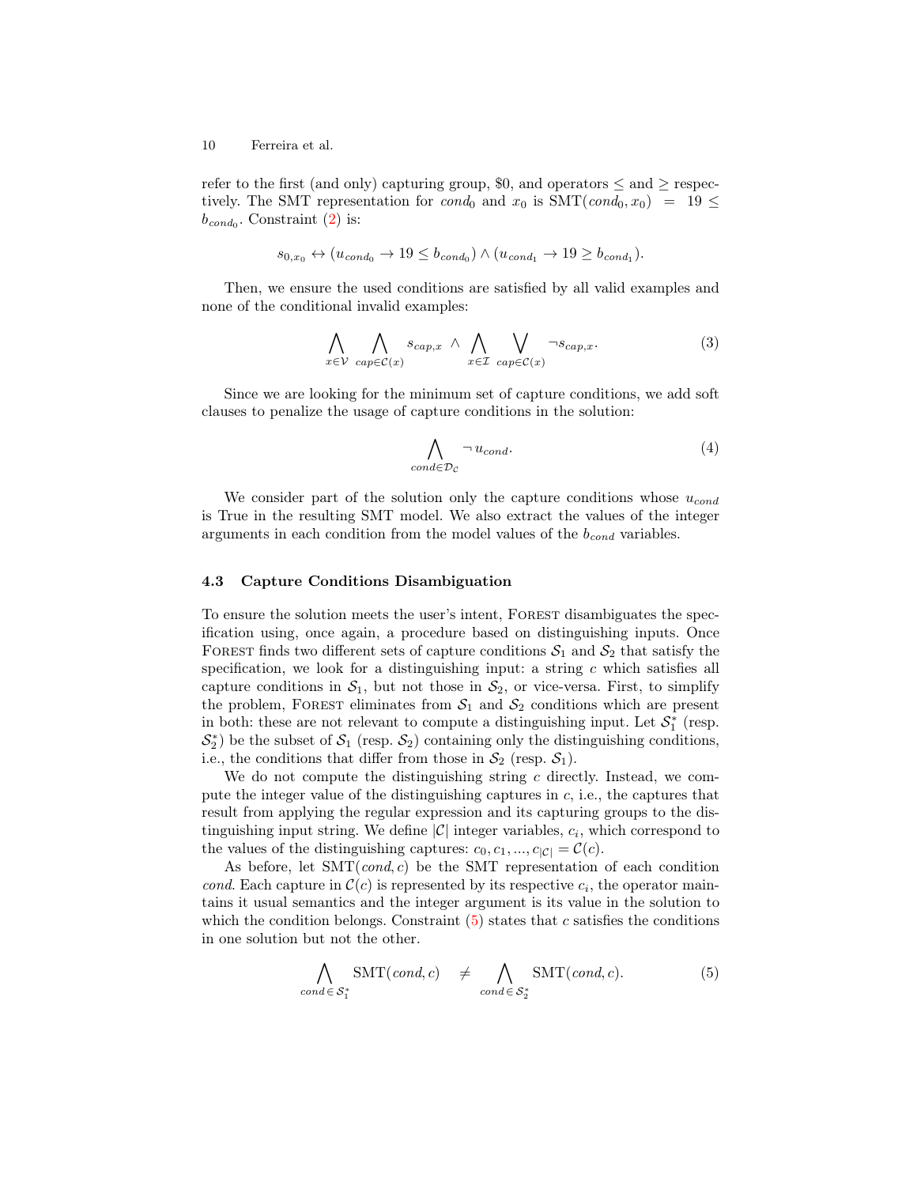refer to the first (and only) capturing group, \$0, and operators $\leq$ and $\geq$ respectively. The SMT representation for $cond_0$ and $x_0$ is $\text{SMT}(cond_0, x_0) = 19 \leq b_{cond_0}$. Constraint (2) is:

$$s_{0,x_0} \leftrightarrow (u_{cond_0} \rightarrow 19 \leq b_{cond_0}) \wedge (u_{cond_1} \rightarrow 19 \geq b_{cond_1}).$$

Then, we ensure the used conditions are satisfied by all valid examples and none of the conditional invalid examples:

$$\bigwedge_{x \in \mathcal{V}} \bigwedge_{cap \in \mathcal{C}(x)} s_{cap,x} \;\wedge\; \bigwedge_{x \in \mathcal{I}} \bigvee_{cap \in \mathcal{C}(x)} \neg s_{cap,x}. \tag{3}$$

Since we are looking for the minimum set of capture conditions, we add soft clauses to penalize the usage of capture conditions in the solution:

$$\bigwedge_{cond \in \mathcal{D}_{\mathcal{C}}} \neg\, u_{cond}. \tag{4}$$

We consider part of the solution only the capture conditions whose $u_{cond}$ is True in the resulting SMT model. We also extract the values of the integer arguments in each condition from the model values of the $b_{cond}$ variables.

### 4.3 Capture Conditions Disambiguation

To ensure the solution meets the user's intent, Forest disambiguates the specification using, once again, a procedure based on distinguishing inputs. Once Forest finds two different sets of capture conditions $\mathcal{S}_1$ and $\mathcal{S}_2$ that satisfy the specification, we look for a distinguishing input: a string $c$ which satisfies all capture conditions in $\mathcal{S}_1$, but not those in $\mathcal{S}_2$, or vice-versa. First, to simplify the problem, Forest eliminates from $\mathcal{S}_1$ and $\mathcal{S}_2$ conditions which are present in both: these are not relevant to compute a distinguishing input. Let $\mathcal{S}_1^*$ (resp. $\mathcal{S}_2^*$) be the subset of $\mathcal{S}_1$ (resp. $\mathcal{S}_2$) containing only the distinguishing conditions, i.e., the conditions that differ from those in $\mathcal{S}_2$ (resp. $\mathcal{S}_1$).

We do not compute the distinguishing string $c$ directly. Instead, we compute the integer value of the distinguishing captures in $c$, i.e., the captures that result from applying the regular expression and its capturing groups to the distinguishing input string. We define $|\mathcal{C}|$ integer variables, $c_i$, which correspond to the values of the distinguishing captures: $c_0, c_1, ..., c_{|\mathcal{C}|} = \mathcal{C}(c)$.

As before, let $\text{SMT}(cond, c)$ be the SMT representation of each condition $cond$. Each capture in $\mathcal{C}(c)$ is represented by its respective $c_i$, the operator maintains it usual semantics and the integer argument is its value in the solution to which the condition belongs. Constraint (5) states that $c$ satisfies the conditions in one solution but not the other.

$$\bigwedge_{cond \,\in\, \mathcal{S}_1^*} \text{SMT}(cond, c) \quad \neq \bigwedge_{cond \,\in\, \mathcal{S}_2^*} \text{SMT}(cond, c). \tag{5}$$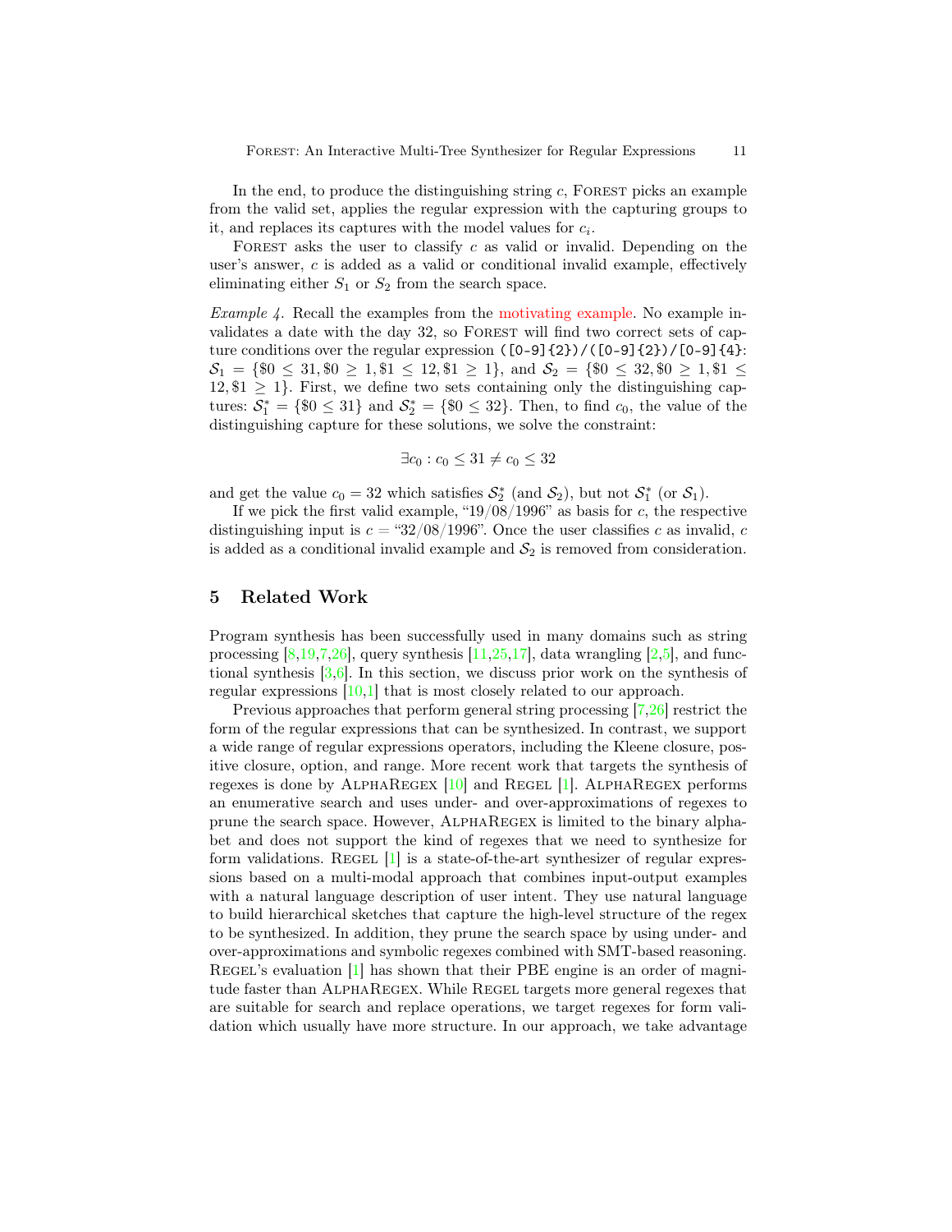In the end, to produce the distinguishing string $c$, Forest picks an example from the valid set, applies the regular expression with the capturing groups to it, and replaces its captures with the model values for $c_i$.

Forest asks the user to classify $c$ as valid or invalid. Depending on the user's answer, $c$ is added as a valid or conditional invalid example, effectively eliminating either $S_1$ or $S_2$ from the search space.

*Example 4.* Recall the examples from the motivating example. No example invalidates a date with the day 32, so Forest will find two correct sets of capture conditions over the regular expression `([0-9]{2})/([0-9]{2})/[0-9]{4}`: $\mathcal{S}_1 = \{\$0 \leq 31, \$0 \geq 1, \$1 \leq 12, \$1 \geq 1\}$, and $\mathcal{S}_2 = \{\$0 \leq 32, \$0 \geq 1, \$1 \leq 12, \$1 \geq 1\}$. First, we define two sets containing only the distinguishing captures: $\mathcal{S}_1^* = \{\$0 \leq 31\}$ and $\mathcal{S}_2^* = \{\$0 \leq 32\}$. Then, to find $c_0$, the value of the distinguishing capture for these solutions, we solve the constraint:

$$\exists c_0 : c_0 \leq 31 \neq c_0 \leq 32$$

and get the value $c_0 = 32$ which satisfies $\mathcal{S}_2^*$ (and $\mathcal{S}_2$), but not $\mathcal{S}_1^*$ (or $\mathcal{S}_1$).

If we pick the first valid example, "19/08/1996" as basis for $c$, the respective distinguishing input is $c =$ "32/08/1996". Once the user classifies $c$ as invalid, $c$ is added as a conditional invalid example and $\mathcal{S}_2$ is removed from consideration.

## 5 Related Work

Program synthesis has been successfully used in many domains such as string processing [8,19,7,26], query synthesis [11,25,17], data wrangling [2,5], and functional synthesis [3,6]. In this section, we discuss prior work on the synthesis of regular expressions [10,1] that is most closely related to our approach.

Previous approaches that perform general string processing [7,26] restrict the form of the regular expressions that can be synthesized. In contrast, we support a wide range of regular expressions operators, including the Kleene closure, positive closure, option, and range. More recent work that targets the synthesis of regexes is done by AlphaRegex [10] and Regel [1]. AlphaRegex performs an enumerative search and uses under- and over-approximations of regexes to prune the search space. However, AlphaRegex is limited to the binary alphabet and does not support the kind of regexes that we need to synthesize for form validations. Regel [1] is a state-of-the-art synthesizer of regular expressions based on a multi-modal approach that combines input-output examples with a natural language description of user intent. They use natural language to build hierarchical sketches that capture the high-level structure of the regex to be synthesized. In addition, they prune the search space by using under- and over-approximations and symbolic regexes combined with SMT-based reasoning. Regel's evaluation [1] has shown that their PBE engine is an order of magnitude faster than AlphaRegex. While Regel targets more general regexes that are suitable for search and replace operations, we target regexes for form validation which usually have more structure. In our approach, we take advantage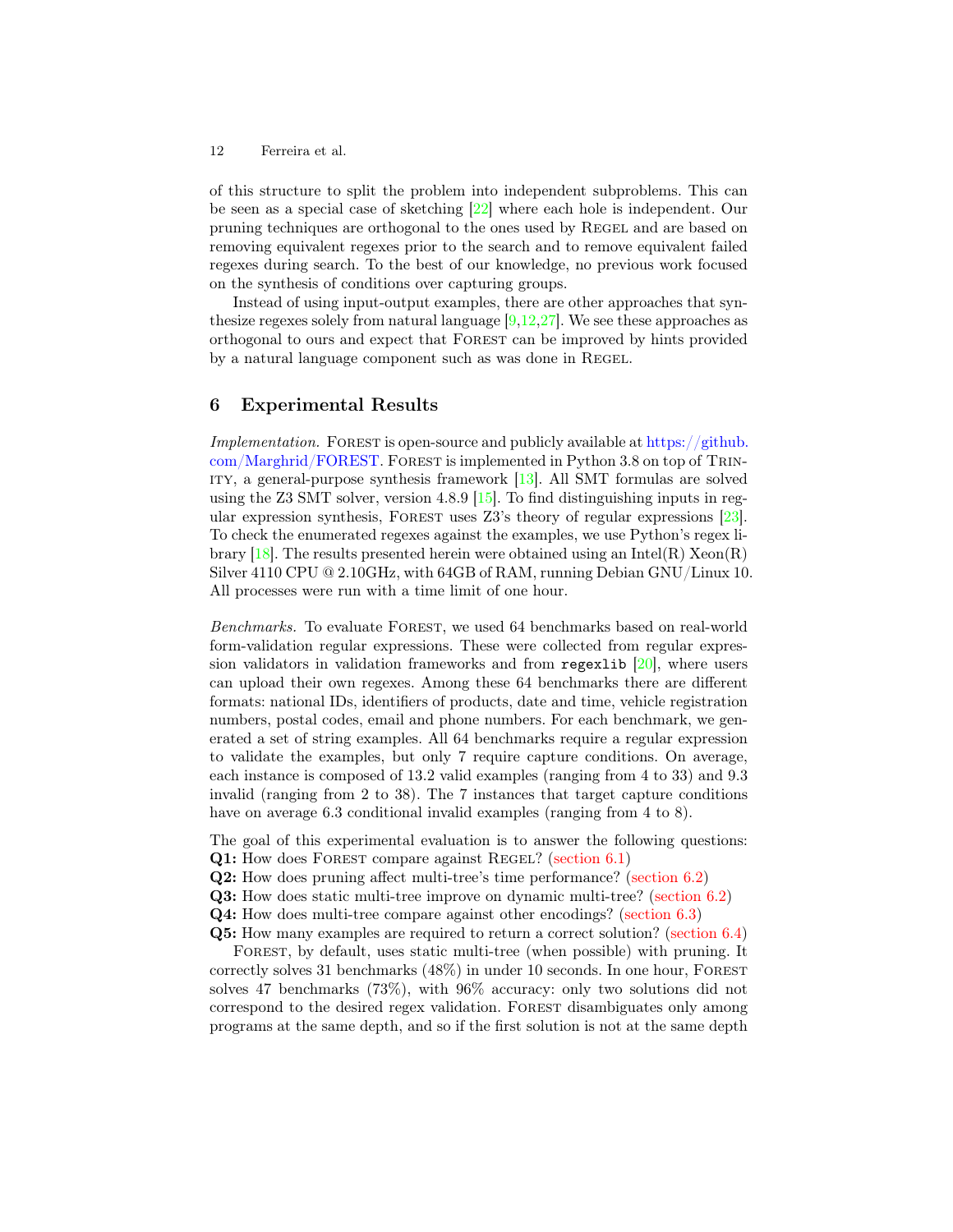of this structure to split the problem into independent subproblems. This can be seen as a special case of sketching [22] where each hole is independent. Our pruning techniques are orthogonal to the ones used by Regel and are based on removing equivalent regexes prior to the search and to remove equivalent failed regexes during search. To the best of our knowledge, no previous work focused on the synthesis of conditions over capturing groups.

Instead of using input-output examples, there are other approaches that synthesize regexes solely from natural language [9,12,27]. We see these approaches as orthogonal to ours and expect that Forest can be improved by hints provided by a natural language component such as was done in Regel.

## 6 Experimental Results

*Implementation.* Forest is open-source and publicly available at https://github.com/Marghrid/FOREST. Forest is implemented in Python 3.8 on top of Trinity, a general-purpose synthesis framework [13]. All SMT formulas are solved using the Z3 SMT solver, version 4.8.9 [15]. To find distinguishing inputs in regular expression synthesis, Forest uses Z3's theory of regular expressions [23]. To check the enumerated regexes against the examples, we use Python's regex library [18]. The results presented herein were obtained using an Intel(R) Xeon(R) Silver 4110 CPU @ 2.10GHz, with 64GB of RAM, running Debian GNU/Linux 10. All processes were run with a time limit of one hour.

*Benchmarks.* To evaluate Forest, we used 64 benchmarks based on real-world form-validation regular expressions. These were collected from regular expression validators in validation frameworks and from `regexlib` [20], where users can upload their own regexes. Among these 64 benchmarks there are different formats: national IDs, identifiers of products, date and time, vehicle registration numbers, postal codes, email and phone numbers. For each benchmark, we generated a set of string examples. All 64 benchmarks require a regular expression to validate the examples, but only 7 require capture conditions. On average, each instance is composed of 13.2 valid examples (ranging from 4 to 33) and 9.3 invalid (ranging from 2 to 38). The 7 instances that target capture conditions have on average 6.3 conditional invalid examples (ranging from 4 to 8).

The goal of this experimental evaluation is to answer the following questions:
**Q1:** How does Forest compare against Regel? (section 6.1)
**Q2:** How does pruning affect multi-tree's time performance? (section 6.2)
**Q3:** How does static multi-tree improve on dynamic multi-tree? (section 6.2)
**Q4:** How does multi-tree compare against other encodings? (section 6.3)
**Q5:** How many examples are required to return a correct solution? (section 6.4)

Forest, by default, uses static multi-tree (when possible) with pruning. It correctly solves 31 benchmarks (48%) in under 10 seconds. In one hour, Forest solves 47 benchmarks (73%), with 96% accuracy: only two solutions did not correspond to the desired regex validation. Forest disambiguates only among programs at the same depth, and so if the first solution is not at the same depth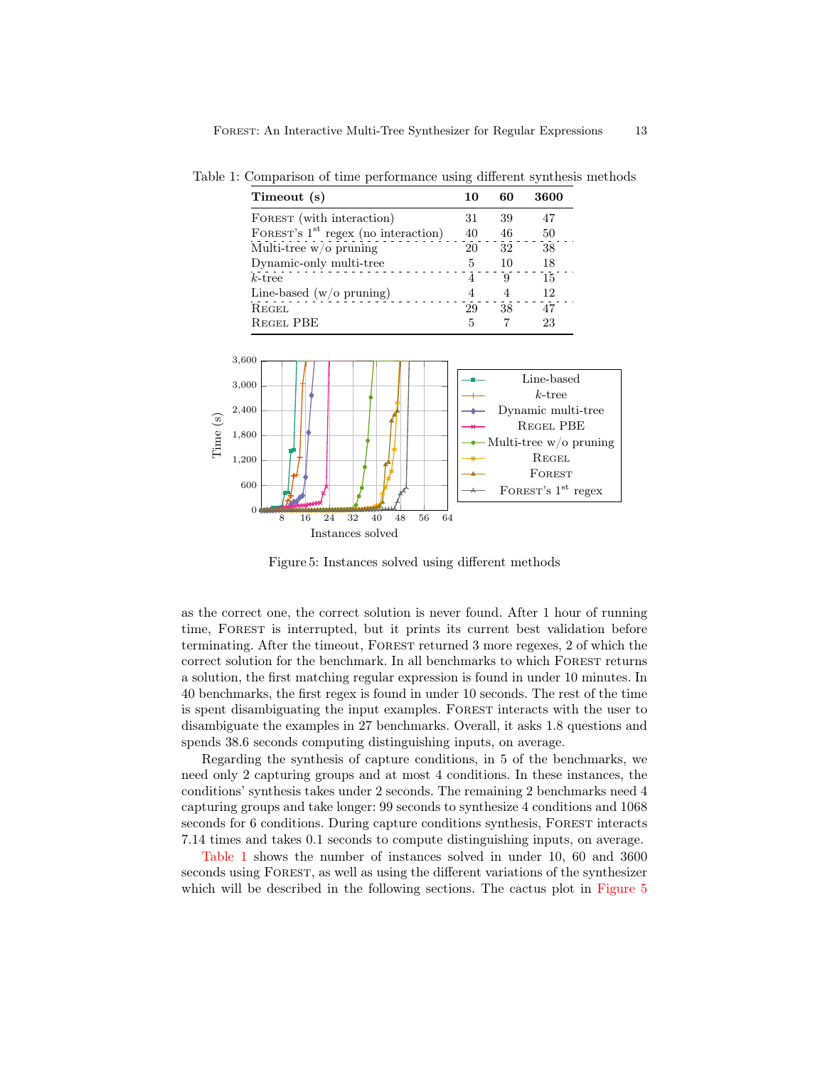Table 1: Comparison of time performance using different synthesis methods

| **Timeout (s)** | **10** | **60** | **3600** |
|---|---|---|---|
| Forest (with interaction) | 31 | 39 | 47 |
| Forest's 1st regex (no interaction) | 40 | 46 | 50 |
| Multi-tree w/o pruning | 20 | 32 | 38 |
| Dynamic-only multi-tree | 5 | 10 | 18 |
| $k$-tree | 4 | 9 | 15 |
| Line-based (w/o pruning) | 4 | 4 | 12 |
| Regel | 29 | 38 | 47 |
| Regel PBE | 5 | 7 | 23 |

Figure 5: Instances solved using different methods

as the correct one, the correct solution is never found. After 1 hour of running time, Forest is interrupted, but it prints its current best validation before terminating. After the timeout, Forest returned 3 more regexes, 2 of which the correct solution for the benchmark. In all benchmarks to which Forest returns a solution, the first matching regular expression is found in under 10 minutes. In 40 benchmarks, the first regex is found in under 10 seconds. The rest of the time is spent disambiguating the input examples. Forest interacts with the user to disambiguate the examples in 27 benchmarks. Overall, it asks 1.8 questions and spends 38.6 seconds computing distinguishing inputs, on average.

Regarding the synthesis of capture conditions, in 5 of the benchmarks, we need only 2 capturing groups and at most 4 conditions. In these instances, the conditions' synthesis takes under 2 seconds. The remaining 2 benchmarks need 4 capturing groups and take longer: 99 seconds to synthesize 4 conditions and 1068 seconds for 6 conditions. During capture conditions synthesis, Forest interacts 7.14 times and takes 0.1 seconds to compute distinguishing inputs, on average.

Table 1 shows the number of instances solved in under 10, 60 and 3600 seconds using Forest, as well as using the different variations of the synthesizer which will be described in the following sections. The cactus plot in Figure 5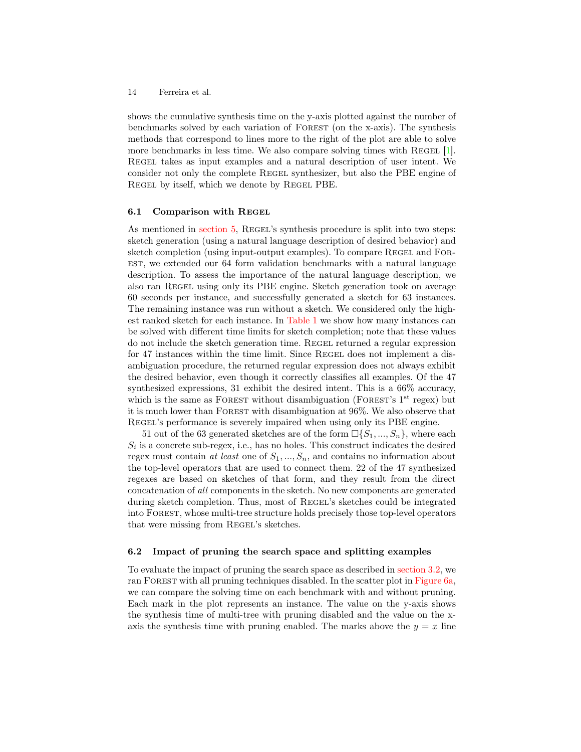shows the cumulative synthesis time on the y-axis plotted against the number of benchmarks solved by each variation of Forest (on the x-axis). The synthesis methods that correspond to lines more to the right of the plot are able to solve more benchmarks in less time. We also compare solving times with Regel [1]. Regel takes as input examples and a natural description of user intent. We consider not only the complete Regel synthesizer, but also the PBE engine of Regel by itself, which we denote by Regel PBE.

### 6.1 Comparison with Regel

As mentioned in section 5, Regel's synthesis procedure is split into two steps: sketch generation (using a natural language description of desired behavior) and sketch completion (using input-output examples). To compare Regel and Forest, we extended our 64 form validation benchmarks with a natural language description. To assess the importance of the natural language description, we also ran Regel using only its PBE engine. Sketch generation took on average 60 seconds per instance, and successfully generated a sketch for 63 instances. The remaining instance was run without a sketch. We considered only the highest ranked sketch for each instance. In Table 1 we show how many instances can be solved with different time limits for sketch completion; note that these values do not include the sketch generation time. Regel returned a regular expression for 47 instances within the time limit. Since Regel does not implement a disambiguation procedure, the returned regular expression does not always exhibit the desired behavior, even though it correctly classifies all examples. Of the 47 synthesized expressions, 31 exhibit the desired intent. This is a 66% accuracy, which is the same as Forest without disambiguation (Forest's 1$^{\text{st}}$ regex) but it is much lower than Forest with disambiguation at 96%. We also observe that Regel's performance is severely impaired when using only its PBE engine.

51 out of the 63 generated sketches are of the form $\square\{S_1, ..., S_n\}$, where each $S_i$ is a concrete sub-regex, i.e., has no holes. This construct indicates the desired regex must contain *at least* one of $S_1, ..., S_n$, and contains no information about the top-level operators that are used to connect them. 22 of the 47 synthesized regexes are based on sketches of that form, and they result from the direct concatenation of *all* components in the sketch. No new components are generated during sketch completion. Thus, most of Regel's sketches could be integrated into Forest, whose multi-tree structure holds precisely those top-level operators that were missing from Regel's sketches.

### 6.2 Impact of pruning the search space and splitting examples

To evaluate the impact of pruning the search space as described in section 3.2, we ran Forest with all pruning techniques disabled. In the scatter plot in Figure 6a, we can compare the solving time on each benchmark with and without pruning. Each mark in the plot represents an instance. The value on the y-axis shows the synthesis time of multi-tree with pruning disabled and the value on the x-axis the synthesis time with pruning enabled. The marks above the $y = x$ line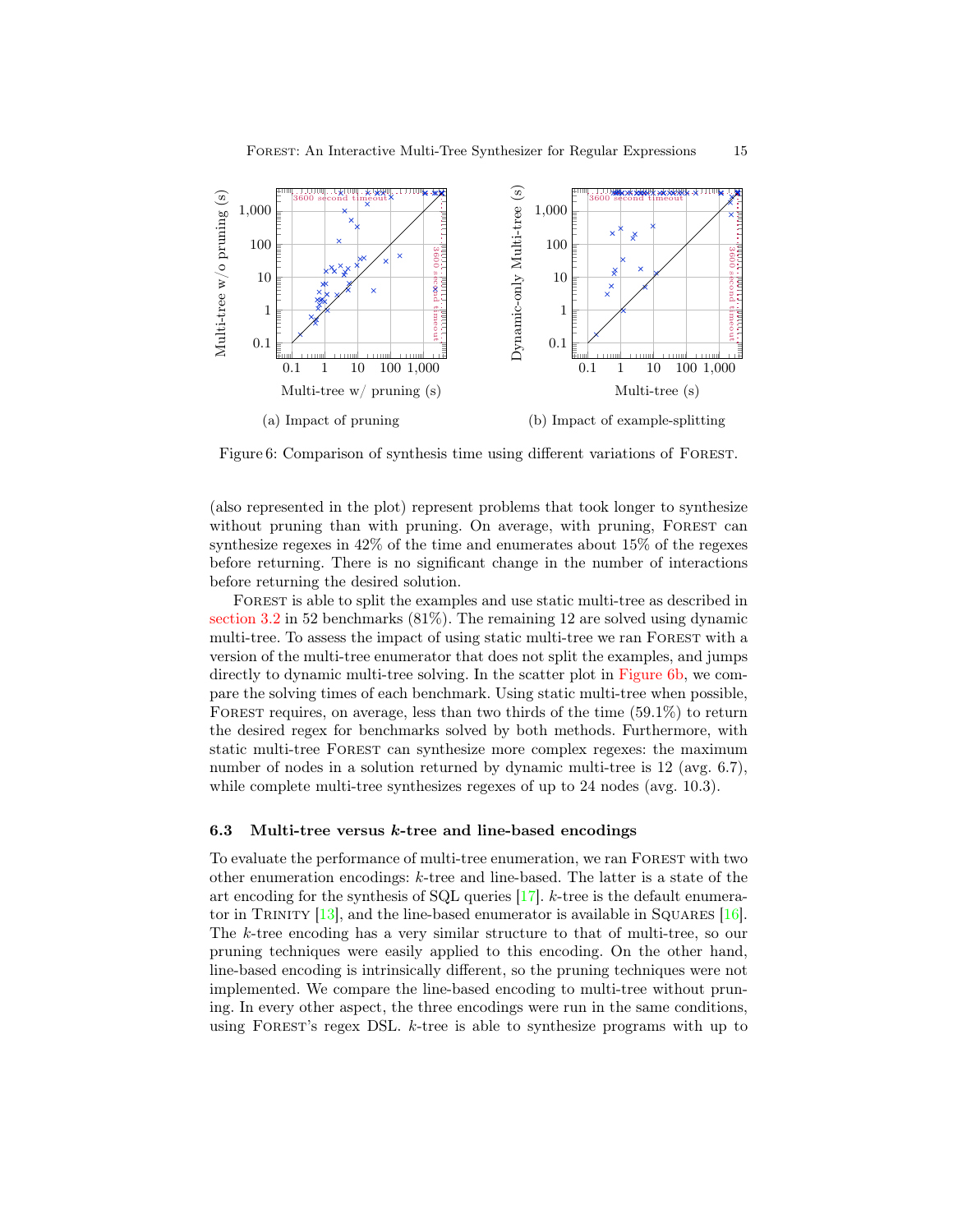Figure 6: Comparison of synthesis time using different variations of Forest.

(a) Impact of pruning

(b) Impact of example-splitting

(also represented in the plot) represent problems that took longer to synthesize without pruning than with pruning. On average, with pruning, Forest can synthesize regexes in 42% of the time and enumerates about 15% of the regexes before returning. There is no significant change in the number of interactions before returning the desired solution.

Forest is able to split the examples and use static multi-tree as described in section 3.2 in 52 benchmarks (81%). The remaining 12 are solved using dynamic multi-tree. To assess the impact of using static multi-tree we ran Forest with a version of the multi-tree enumerator that does not split the examples, and jumps directly to dynamic multi-tree solving. In the scatter plot in Figure 6b, we compare the solving times of each benchmark. Using static multi-tree when possible, Forest requires, on average, less than two thirds of the time (59.1%) to return the desired regex for benchmarks solved by both methods. Furthermore, with static multi-tree Forest can synthesize more complex regexes: the maximum number of nodes in a solution returned by dynamic multi-tree is 12 (avg. 6.7), while complete multi-tree synthesizes regexes of up to 24 nodes (avg. 10.3).

### 6.3 Multi-tree versus *k*-tree and line-based encodings

To evaluate the performance of multi-tree enumeration, we ran Forest with two other enumeration encodings: *k*-tree and line-based. The latter is a state of the art encoding for the synthesis of SQL queries [17]. *k*-tree is the default enumerator in Trinity [13], and the line-based enumerator is available in Squares [16]. The *k*-tree encoding has a very similar structure to that of multi-tree, so our pruning techniques were easily applied to this encoding. On the other hand, line-based encoding is intrinsically different, so the pruning techniques were not implemented. We compare the line-based encoding to multi-tree without pruning. In every other aspect, the three encodings were run in the same conditions, using Forest's regex DSL. *k*-tree is able to synthesize programs with up to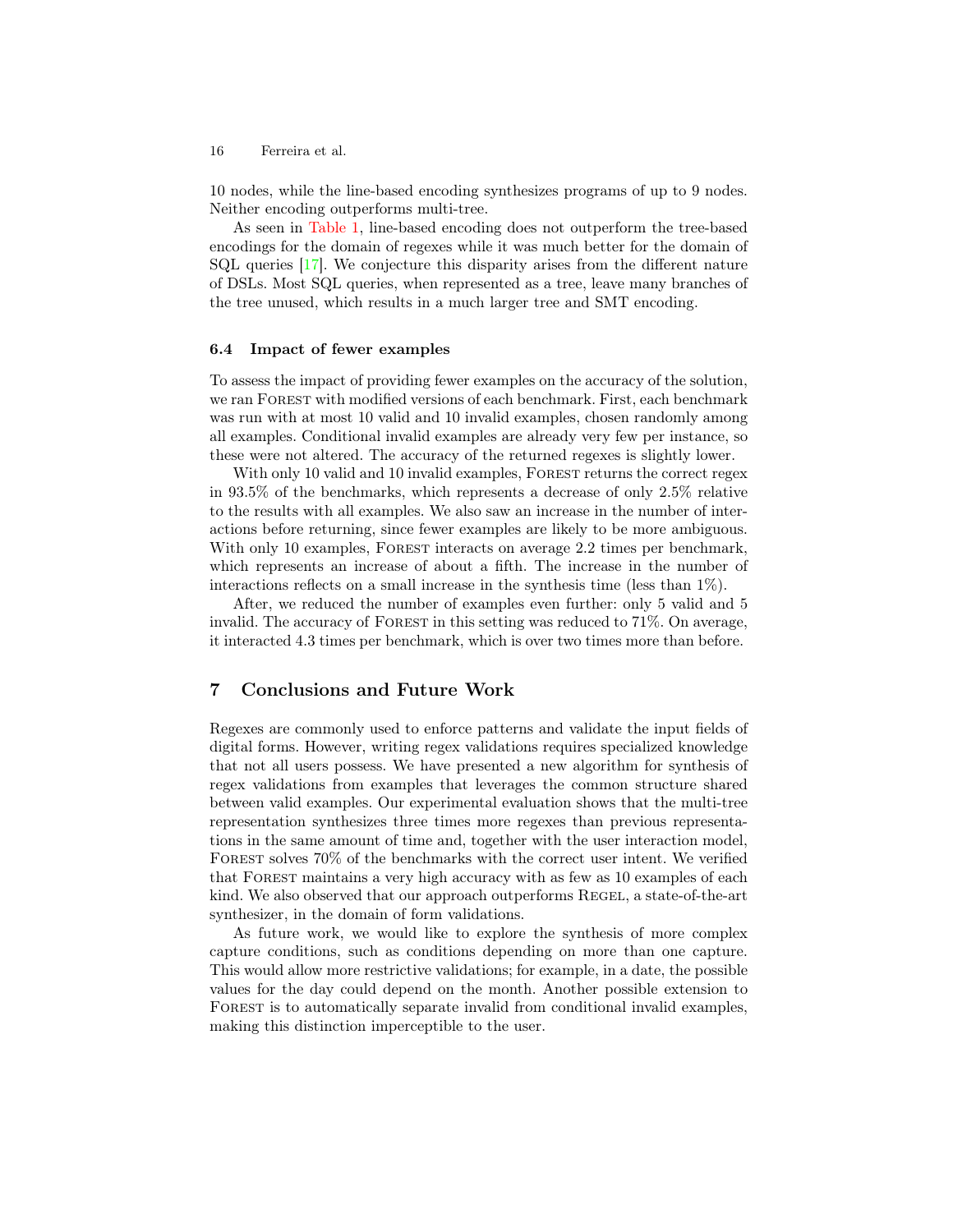10 nodes, while the line-based encoding synthesizes programs of up to 9 nodes. Neither encoding outperforms multi-tree.

As seen in Table 1, line-based encoding does not outperform the tree-based encodings for the domain of regexes while it was much better for the domain of SQL queries [17]. We conjecture this disparity arises from the different nature of DSLs. Most SQL queries, when represented as a tree, leave many branches of the tree unused, which results in a much larger tree and SMT encoding.

### 6.4 Impact of fewer examples

To assess the impact of providing fewer examples on the accuracy of the solution, we ran Forest with modified versions of each benchmark. First, each benchmark was run with at most 10 valid and 10 invalid examples, chosen randomly among all examples. Conditional invalid examples are already very few per instance, so these were not altered. The accuracy of the returned regexes is slightly lower.

With only 10 valid and 10 invalid examples, Forest returns the correct regex in 93.5% of the benchmarks, which represents a decrease of only 2.5% relative to the results with all examples. We also saw an increase in the number of interactions before returning, since fewer examples are likely to be more ambiguous. With only 10 examples, Forest interacts on average 2.2 times per benchmark, which represents an increase of about a fifth. The increase in the number of interactions reflects on a small increase in the synthesis time (less than 1%).

After, we reduced the number of examples even further: only 5 valid and 5 invalid. The accuracy of Forest in this setting was reduced to 71%. On average, it interacted 4.3 times per benchmark, which is over two times more than before.

## 7 Conclusions and Future Work

Regexes are commonly used to enforce patterns and validate the input fields of digital forms. However, writing regex validations requires specialized knowledge that not all users possess. We have presented a new algorithm for synthesis of regex validations from examples that leverages the common structure shared between valid examples. Our experimental evaluation shows that the multi-tree representation synthesizes three times more regexes than previous representations in the same amount of time and, together with the user interaction model, Forest solves 70% of the benchmarks with the correct user intent. We verified that Forest maintains a very high accuracy with as few as 10 examples of each kind. We also observed that our approach outperforms Regel, a state-of-the-art synthesizer, in the domain of form validations.

As future work, we would like to explore the synthesis of more complex capture conditions, such as conditions depending on more than one capture. This would allow more restrictive validations; for example, in a date, the possible values for the day could depend on the month. Another possible extension to Forest is to automatically separate invalid from conditional invalid examples, making this distinction imperceptible to the user.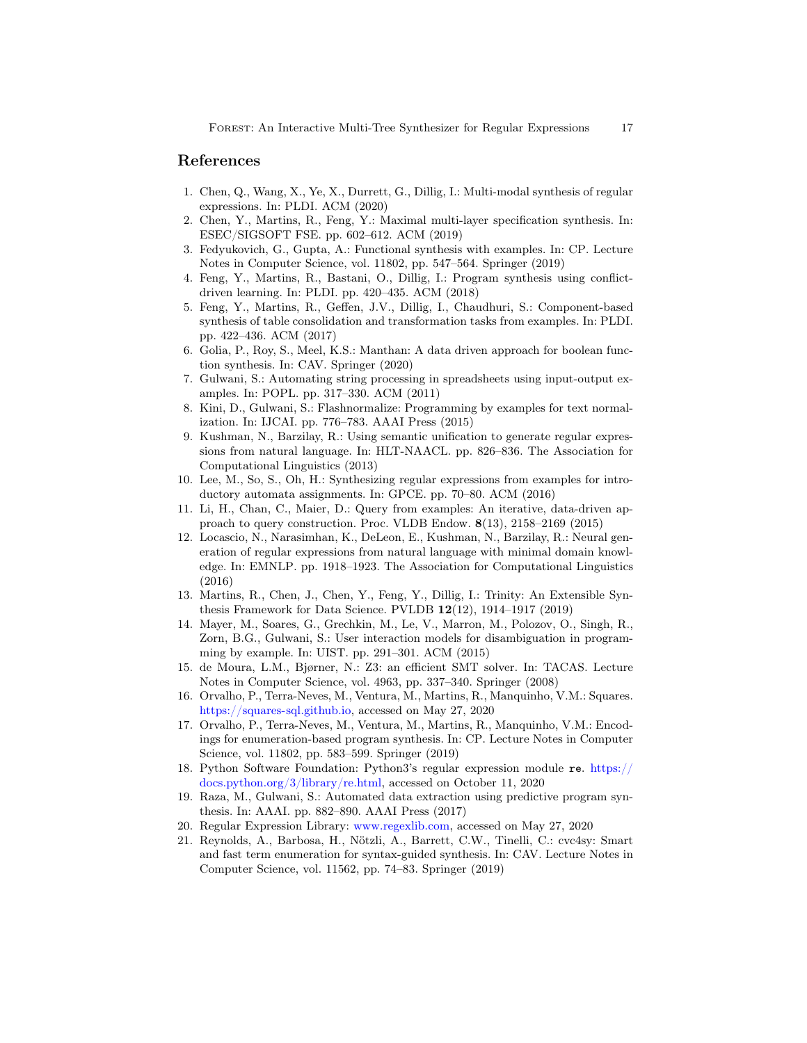## References

1. Chen, Q., Wang, X., Ye, X., Durrett, G., Dillig, I.: Multi-modal synthesis of regular expressions. In: PLDI. ACM (2020)
2. Chen, Y., Martins, R., Feng, Y.: Maximal multi-layer specification synthesis. In: ESEC/SIGSOFT FSE. pp. 602–612. ACM (2019)
3. Fedyukovich, G., Gupta, A.: Functional synthesis with examples. In: CP. Lecture Notes in Computer Science, vol. 11802, pp. 547–564. Springer (2019)
4. Feng, Y., Martins, R., Bastani, O., Dillig, I.: Program synthesis using conflict-driven learning. In: PLDI. pp. 420–435. ACM (2018)
5. Feng, Y., Martins, R., Geffen, J.V., Dillig, I., Chaudhuri, S.: Component-based synthesis of table consolidation and transformation tasks from examples. In: PLDI. pp. 422–436. ACM (2017)
6. Golia, P., Roy, S., Meel, K.S.: Manthan: A data driven approach for boolean function synthesis. In: CAV. Springer (2020)
7. Gulwani, S.: Automating string processing in spreadsheets using input-output examples. In: POPL. pp. 317–330. ACM (2011)
8. Kini, D., Gulwani, S.: Flashnormalize: Programming by examples for text normalization. In: IJCAI. pp. 776–783. AAAI Press (2015)
9. Kushman, N., Barzilay, R.: Using semantic unification to generate regular expressions from natural language. In: HLT-NAACL. pp. 826–836. The Association for Computational Linguistics (2013)
10. Lee, M., So, S., Oh, H.: Synthesizing regular expressions from examples for introductory automata assignments. In: GPCE. pp. 70–80. ACM (2016)
11. Li, H., Chan, C., Maier, D.: Query from examples: An iterative, data-driven approach to query construction. Proc. VLDB Endow. **8**(13), 2158–2169 (2015)
12. Locascio, N., Narasimhan, K., DeLeon, E., Kushman, N., Barzilay, R.: Neural generation of regular expressions from natural language with minimal domain knowledge. In: EMNLP. pp. 1918–1923. The Association for Computational Linguistics (2016)
13. Martins, R., Chen, J., Chen, Y., Feng, Y., Dillig, I.: Trinity: An Extensible Synthesis Framework for Data Science. PVLDB **12**(12), 1914–1917 (2019)
14. Mayer, M., Soares, G., Grechkin, M., Le, V., Marron, M., Polozov, O., Singh, R., Zorn, B.G., Gulwani, S.: User interaction models for disambiguation in programming by example. In: UIST. pp. 291–301. ACM (2015)
15. de Moura, L.M., Bjørner, N.: Z3: an efficient SMT solver. In: TACAS. Lecture Notes in Computer Science, vol. 4963, pp. 337–340. Springer (2008)
16. Orvalho, P., Terra-Neves, M., Ventura, M., Martins, R., Manquinho, V.M.: Squares. https://squares-sql.github.io, accessed on May 27, 2020
17. Orvalho, P., Terra-Neves, M., Ventura, M., Martins, R., Manquinho, V.M.: Encodings for enumeration-based program synthesis. In: CP. Lecture Notes in Computer Science, vol. 11802, pp. 583–599. Springer (2019)
18. Python Software Foundation: Python3's regular expression module `re`. https://docs.python.org/3/library/re.html, accessed on October 11, 2020
19. Raza, M., Gulwani, S.: Automated data extraction using predictive program synthesis. In: AAAI. pp. 882–890. AAAI Press (2017)
20. Regular Expression Library: www.regexlib.com, accessed on May 27, 2020
21. Reynolds, A., Barbosa, H., Nötzli, A., Barrett, C.W., Tinelli, C.: cvc4sy: Smart and fast term enumeration for syntax-guided synthesis. In: CAV. Lecture Notes in Computer Science, vol. 11562, pp. 74–83. Springer (2019)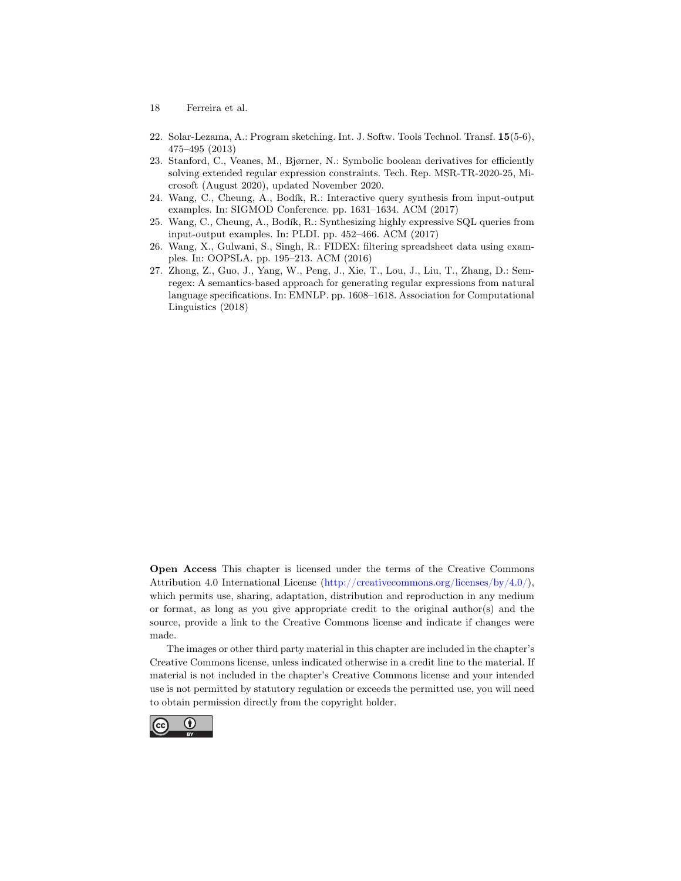22. Solar-Lezama, A.: Program sketching. Int. J. Softw. Tools Technol. Transf. **15**(5-6), 475–495 (2013)
23. Stanford, C., Veanes, M., Bjørner, N.: Symbolic boolean derivatives for efficiently solving extended regular expression constraints. Tech. Rep. MSR-TR-2020-25, Microsoft (August 2020), updated November 2020.
24. Wang, C., Cheung, A., Bodík, R.: Interactive query synthesis from input-output examples. In: SIGMOD Conference. pp. 1631–1634. ACM (2017)
25. Wang, C., Cheung, A., Bodík, R.: Synthesizing highly expressive SQL queries from input-output examples. In: PLDI. pp. 452–466. ACM (2017)
26. Wang, X., Gulwani, S., Singh, R.: FIDEX: filtering spreadsheet data using examples. In: OOPSLA. pp. 195–213. ACM (2016)
27. Zhong, Z., Guo, J., Yang, W., Peng, J., Xie, T., Lou, J., Liu, T., Zhang, D.: Semregex: A semantics-based approach for generating regular expressions from natural language specifications. In: EMNLP. pp. 1608–1618. Association for Computational Linguistics (2018)

**Open Access** This chapter is licensed under the terms of the Creative Commons Attribution 4.0 International License (http://creativecommons.org/licenses/by/4.0/), which permits use, sharing, adaptation, distribution and reproduction in any medium or format, as long as you give appropriate credit to the original author(s) and the source, provide a link to the Creative Commons license and indicate if changes were made.

The images or other third party material in this chapter are included in the chapter's Creative Commons license, unless indicated otherwise in a credit line to the material. If material is not included in the chapter's Creative Commons license and your intended use is not permitted by statutory regulation or exceeds the permitted use, you will need to obtain permission directly from the copyright holder.